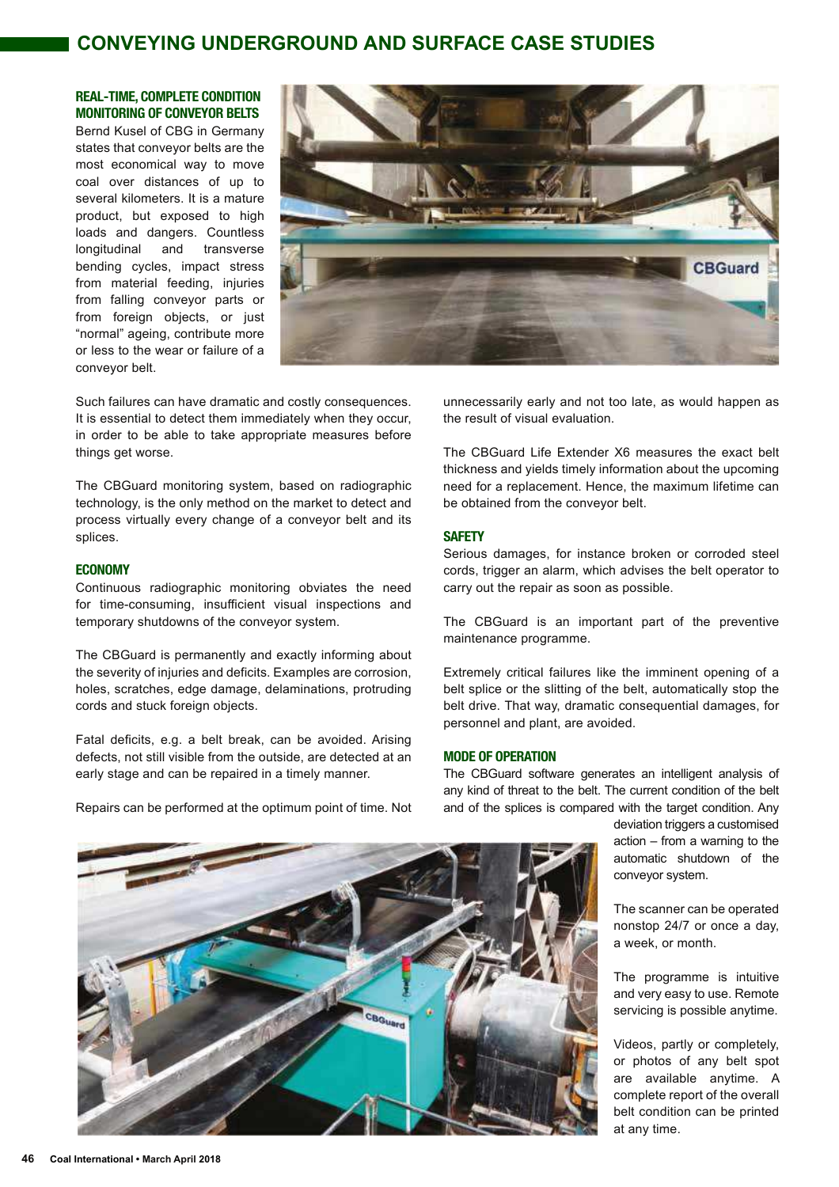# CONVEYING UNDERGROUND AND SURFACE CASE STUDIES

## REAL-TIME, COMPLETE CONDITION MONITORING OF CONVEYOR BELTS

Bernd Kusel of CBG in Germany states that conveyor belts are the most economical way to move coal over distances of up to several kilometers. It is a mature product, but exposed to high loads and dangers. Countless longitudinal and transverse bending cycles, impact stress from material feeding, injuries from falling conveyor parts or from foreign objects, or just "normal" ageing, contribute more or less to the wear or failure of a conveyor belt.

Such failures can have dramatic and costly consequences. It is essential to detect them immediately when they occur, in order to be able to take appropriate measures before things get worse.

The CBGuard monitoring system, based on radiographic technology, is the only method on the market to detect and process virtually every change of a conveyor belt and its splices.

### ECONOMY

Continuous radiographic monitoring obviates the need for time-consuming, insufficient visual inspections and temporary shutdowns of the conveyor system.

The CBGuard is permanently and exactly informing about the severity of injuries and deficits. Examples are corrosion, holes, scratches, edge damage, delaminations, protruding cords and stuck foreign objects.

Fatal deficits, e.g. a belt break, can be avoided. Arising defects, not still visible from the outside, are detected at an early stage and can be repaired in a timely manner.

Repairs can be performed at the optimum point of time. Not unnecessarily early and not too late, as would happen as the result of visual evaluation.

The CBGuard Life Extender X6 measures the exact belt thickness and yields timely information about the upcoming need for a replacement. Hence, the maximum lifetime can be obtained from the conveyor belt.

### SAFETY

Serious damages, for instance broken or corroded steel cords, trigger an alarm, which advises the belt operator to carry out the repair as soon as possible.

The CBGuard is an important part of the preventive maintenance programme.

Extremely critical failures like the imminent opening of a belt splice or the slitting of the belt, automatically stop the belt drive. That way, dramatic consequential damages, for personnel and plant, are avoided.

### MODE OF OPERATION

The CBGuard software generates an intelligent analysis of any kind of threat to the belt. The current condition of the belt and of the splices is compared with the target condition. Any deviation triggers a customised action – from a warning to the automatic shutdown of the conveyor system.

The scanner can be operated nonstop 24/7 or once a day, a week, or month.

The programme is intuitive and very easy to use. Remote servicing is possible anytime.

Videos, partly or completely, or photos of any belt spot are available anytime. A complete report of the overall belt condition can be printed at any time.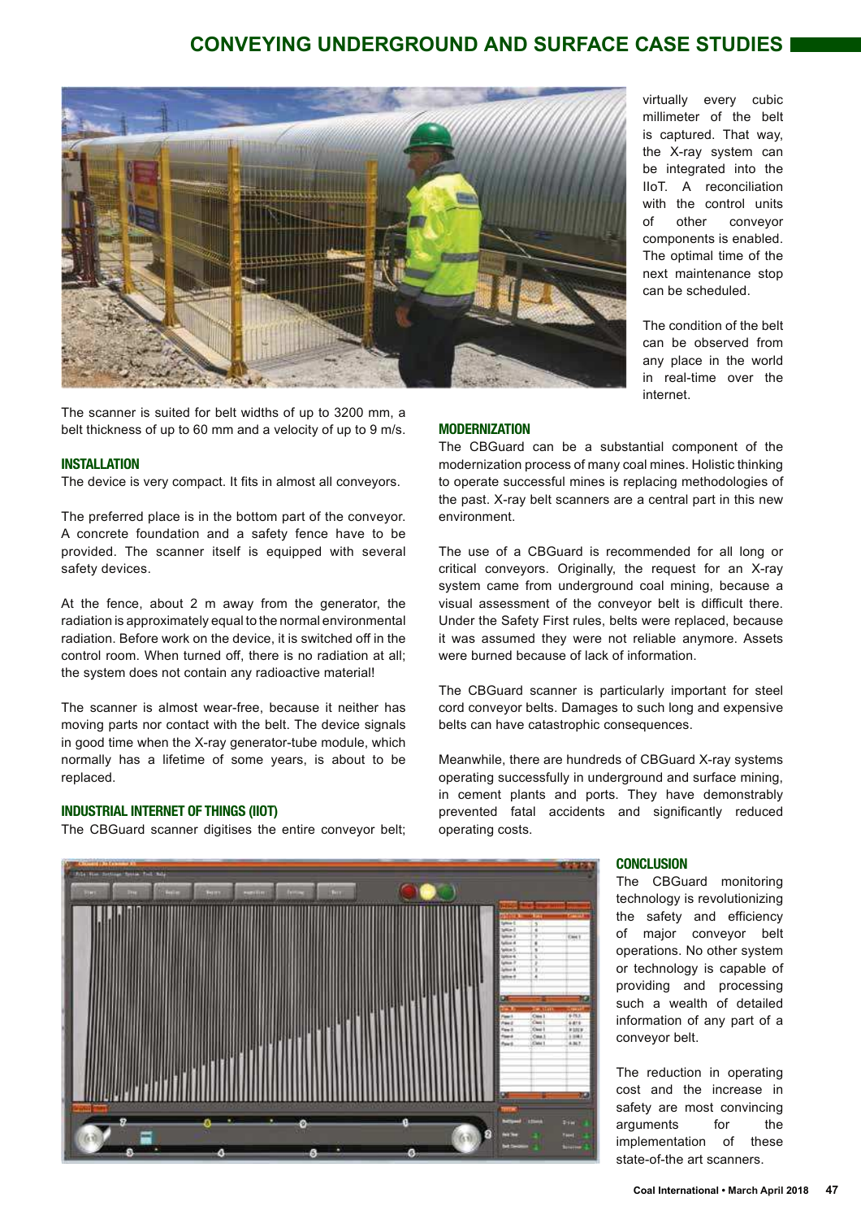virtually every cubic millimeter of the belt is captured. That way, the X-ray system can be integrated into the IIoT. A reconciliation with the control units of other conveyor components is enabled. The optimal time of the next maintenance stop can be scheduled.

The condition of the belt can be observed from any place in the world in real-time over the internet.

The scanner is suited for belt widths of up to 3200 mm, a belt thickness of up to 60 mm and a velocity of up to 9 m/s.

## INSTALLATION

The device is very compact. It fits in almost all conveyors.

The preferred place is in the bottom part of the conveyor. A concrete foundation and a safety fence have to be provided. The scanner itself is equipped with several safety devices.

At the fence, about 2 m away from the generator, the radiation is approximately equal to the normal environmental radiation. Before work on the device, it is switched off in the control room. When turned off, there is no radiation at all; the system does not contain any radioactive material!

The scanner is almost wear-free, because it neither has moving parts nor contact with the belt. The device signals in good time when the X-ray generator-tube module, which normally has a lifetime of some years, is about to be replaced.

## INDUSTRIAL INTERNET OF THINGS (IIOT)

The CBGuard scanner digitises the entire conveyor belt;

## MODERNIZATION

The CBGuard can be a substantial component of the modernization process of many coal mines. Holistic thinking to operate successful mines is replacing methodologies of the past. X-ray belt scanners are a central part in this new environment.

The use of a CBGuard is recommended for all long or critical conveyors. Originally, the request for an X-ray system came from underground coal mining, because a visual assessment of the conveyor belt is difficult there. Under the Safety First rules, belts were replaced, because it was assumed they were not reliable anymore. Assets were burned because of lack of information.

The CBGuard scanner is particularly important for steel cord conveyor belts. Damages to such long and expensive belts can have catastrophic consequences.

Meanwhile, there are hundreds of CBGuard X-ray systems operating successfully in underground and surface mining, in cement plants and ports. They have demonstrably prevented fatal accidents and significantly reduced operating costs.

## CONCLUSION

The CBGuard monitoring technology is revolutionizing the safety and efficiency of major conveyor belt operations. No other system or technology is capable of providing and processing such a wealth of detailed information of any part of a conveyor belt.

The reduction in operating cost and the increase in safety are most convincing arguments for the implementation of these state-of-the art scanners.